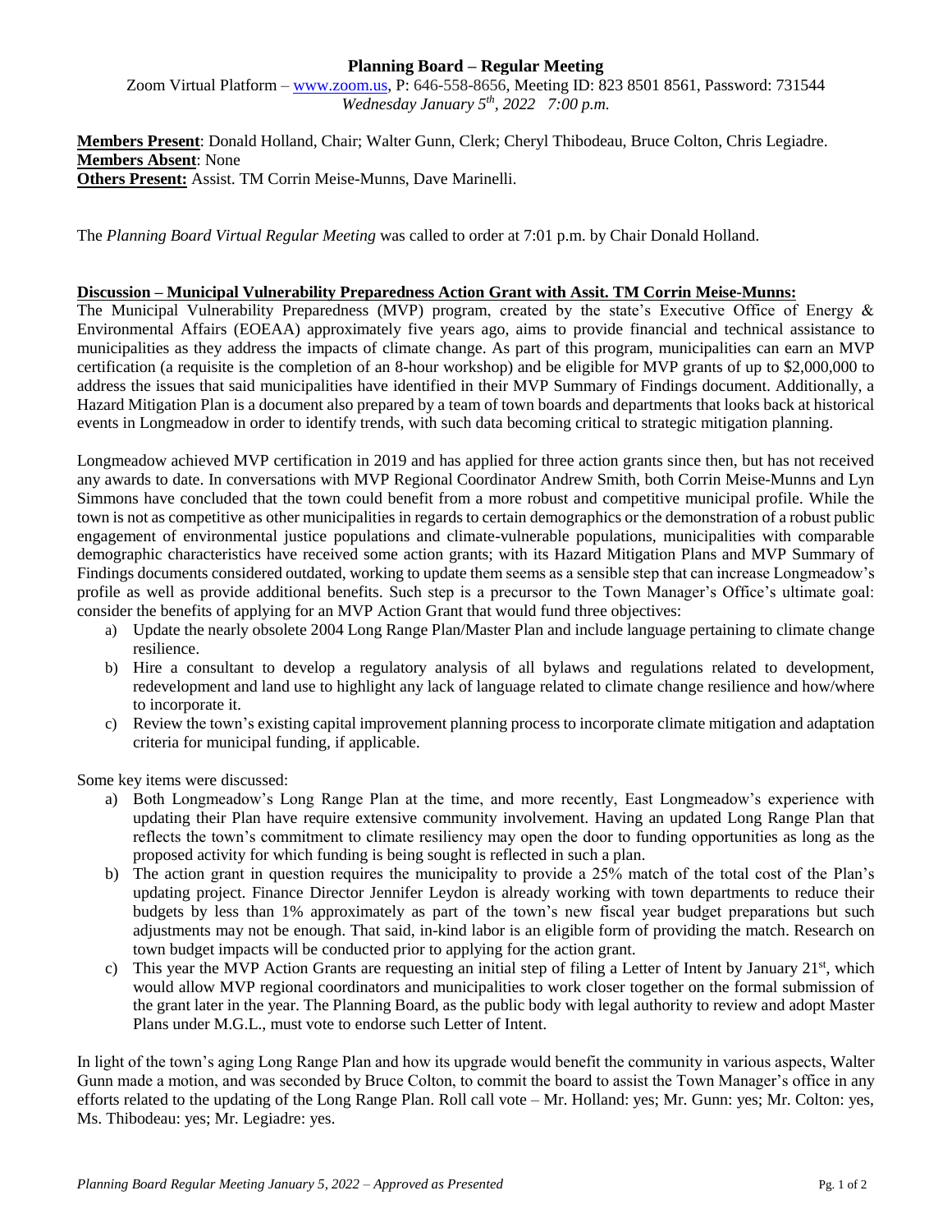# Planning Board – Regular Meeting

Zoom Virtual Platform – www.zoom.us, P: 646-558-8656, Meeting ID: 823 8501 8561, Password: 731544
*Wednesday January 5th, 2022 7:00 p.m.*

**Members Present**: Donald Holland, Chair; Walter Gunn, Clerk; Cheryl Thibodeau, Bruce Colton, Chris Legiadre.
**Members Absent**: None
**Others Present:** Assist. TM Corrin Meise-Munns, Dave Marinelli.

The *Planning Board Virtual Regular Meeting* was called to order at 7:01 p.m. by Chair Donald Holland.

**Discussion – Municipal Vulnerability Preparedness Action Grant with Assit. TM Corrin Meise-Munns:**

The Municipal Vulnerability Preparedness (MVP) program, created by the state's Executive Office of Energy & Environmental Affairs (EOEAA) approximately five years ago, aims to provide financial and technical assistance to municipalities as they address the impacts of climate change. As part of this program, municipalities can earn an MVP certification (a requisite is the completion of an 8-hour workshop) and be eligible for MVP grants of up to $2,000,000 to address the issues that said municipalities have identified in their MVP Summary of Findings document. Additionally, a Hazard Mitigation Plan is a document also prepared by a team of town boards and departments that looks back at historical events in Longmeadow in order to identify trends, with such data becoming critical to strategic mitigation planning.

Longmeadow achieved MVP certification in 2019 and has applied for three action grants since then, but has not received any awards to date. In conversations with MVP Regional Coordinator Andrew Smith, both Corrin Meise-Munns and Lyn Simmons have concluded that the town could benefit from a more robust and competitive municipal profile. While the town is not as competitive as other municipalities in regards to certain demographics or the demonstration of a robust public engagement of environmental justice populations and climate-vulnerable populations, municipalities with comparable demographic characteristics have received some action grants; with its Hazard Mitigation Plans and MVP Summary of Findings documents considered outdated, working to update them seems as a sensible step that can increase Longmeadow's profile as well as provide additional benefits. Such step is a precursor to the Town Manager's Office's ultimate goal: consider the benefits of applying for an MVP Action Grant that would fund three objectives:

a) Update the nearly obsolete 2004 Long Range Plan/Master Plan and include language pertaining to climate change resilience.
b) Hire a consultant to develop a regulatory analysis of all bylaws and regulations related to development, redevelopment and land use to highlight any lack of language related to climate change resilience and how/where to incorporate it.
c) Review the town's existing capital improvement planning process to incorporate climate mitigation and adaptation criteria for municipal funding, if applicable.

Some key items were discussed:

a) Both Longmeadow's Long Range Plan at the time, and more recently, East Longmeadow's experience with updating their Plan have require extensive community involvement. Having an updated Long Range Plan that reflects the town's commitment to climate resiliency may open the door to funding opportunities as long as the proposed activity for which funding is being sought is reflected in such a plan.
b) The action grant in question requires the municipality to provide a 25% match of the total cost of the Plan's updating project. Finance Director Jennifer Leydon is already working with town departments to reduce their budgets by less than 1% approximately as part of the town's new fiscal year budget preparations but such adjustments may not be enough. That said, in-kind labor is an eligible form of providing the match. Research on town budget impacts will be conducted prior to applying for the action grant.
c) This year the MVP Action Grants are requesting an initial step of filing a Letter of Intent by January 21st, which would allow MVP regional coordinators and municipalities to work closer together on the formal submission of the grant later in the year. The Planning Board, as the public body with legal authority to review and adopt Master Plans under M.G.L., must vote to endorse such Letter of Intent.

In light of the town's aging Long Range Plan and how its upgrade would benefit the community in various aspects, Walter Gunn made a motion, and was seconded by Bruce Colton, to commit the board to assist the Town Manager's office in any efforts related to the updating of the Long Range Plan. Roll call vote – Mr. Holland: yes; Mr. Gunn: yes; Mr. Colton: yes, Ms. Thibodeau: yes; Mr. Legiadre: yes.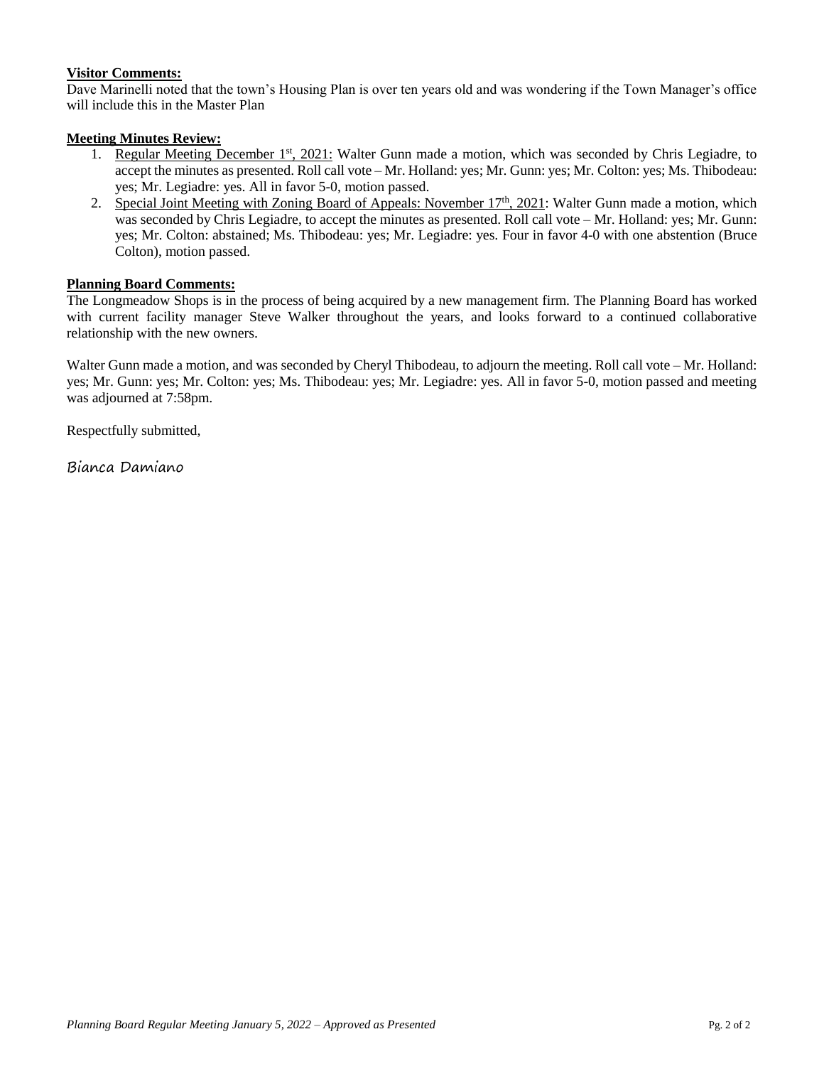**Visitor Comments:**

Dave Marinelli noted that the town's Housing Plan is over ten years old and was wondering if the Town Manager's office will include this in the Master Plan

**Meeting Minutes Review:**

1. Regular Meeting December 1st, 2021: Walter Gunn made a motion, which was seconded by Chris Legiadre, to accept the minutes as presented. Roll call vote – Mr. Holland: yes; Mr. Gunn: yes; Mr. Colton: yes; Ms. Thibodeau: yes; Mr. Legiadre: yes. All in favor 5-0, motion passed.
2. Special Joint Meeting with Zoning Board of Appeals: November 17th, 2021: Walter Gunn made a motion, which was seconded by Chris Legiadre, to accept the minutes as presented. Roll call vote – Mr. Holland: yes; Mr. Gunn: yes; Mr. Colton: abstained; Ms. Thibodeau: yes; Mr. Legiadre: yes. Four in favor 4-0 with one abstention (Bruce Colton), motion passed.

**Planning Board Comments:**

The Longmeadow Shops is in the process of being acquired by a new management firm. The Planning Board has worked with current facility manager Steve Walker throughout the years, and looks forward to a continued collaborative relationship with the new owners.

Walter Gunn made a motion, and was seconded by Cheryl Thibodeau, to adjourn the meeting. Roll call vote – Mr. Holland: yes; Mr. Gunn: yes; Mr. Colton: yes; Ms. Thibodeau: yes; Mr. Legiadre: yes. All in favor 5-0, motion passed and meeting was adjourned at 7:58pm.

Respectfully submitted,

Bianca Damiano